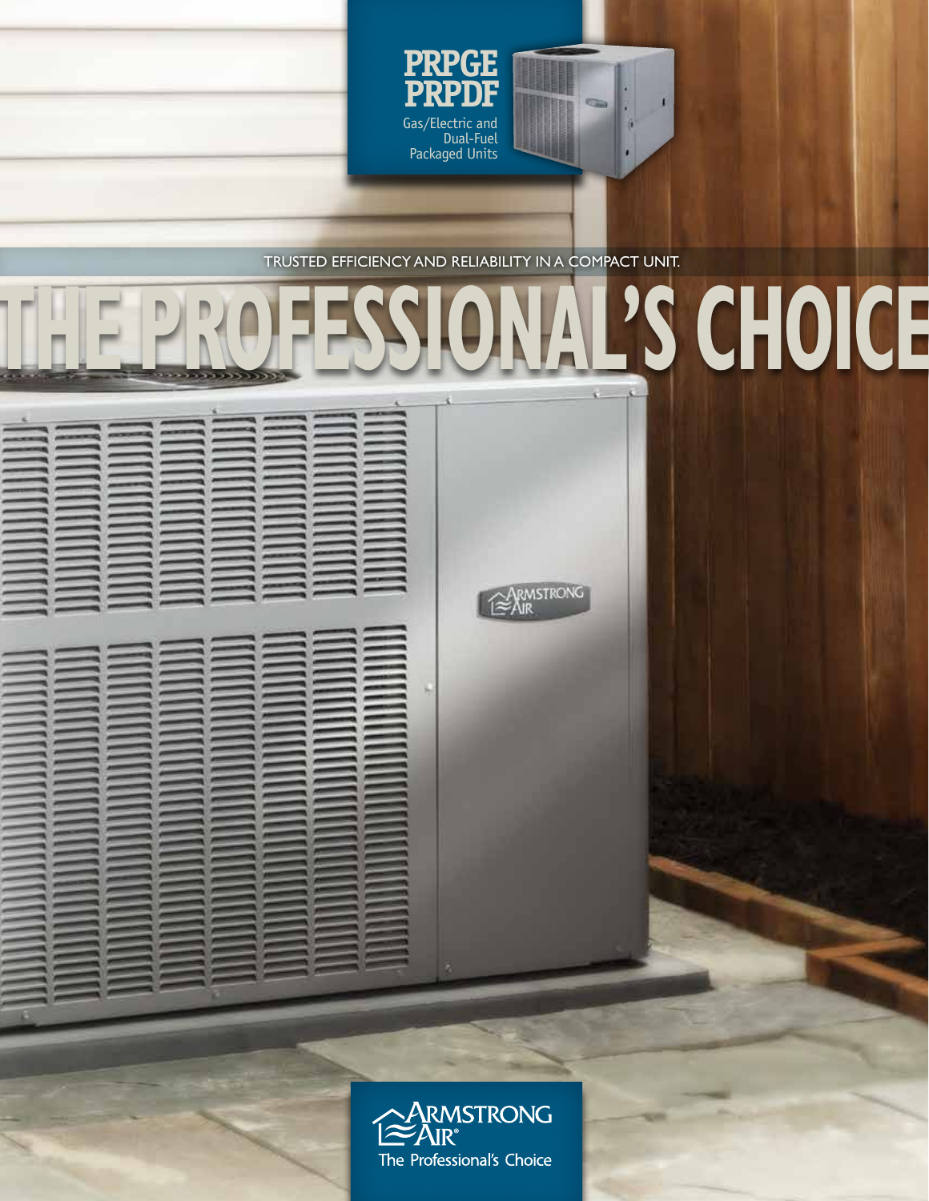# PRPGE
# PRPDF

Gas/Electric and Dual-Fuel Packaged Units

TRUSTED EFFICIENCY AND RELIABILITY IN A COMPACT UNIT.

# THE PROFESSIONAL'S CHOICE

ARMSTRONG AIR®

The Professional's Choice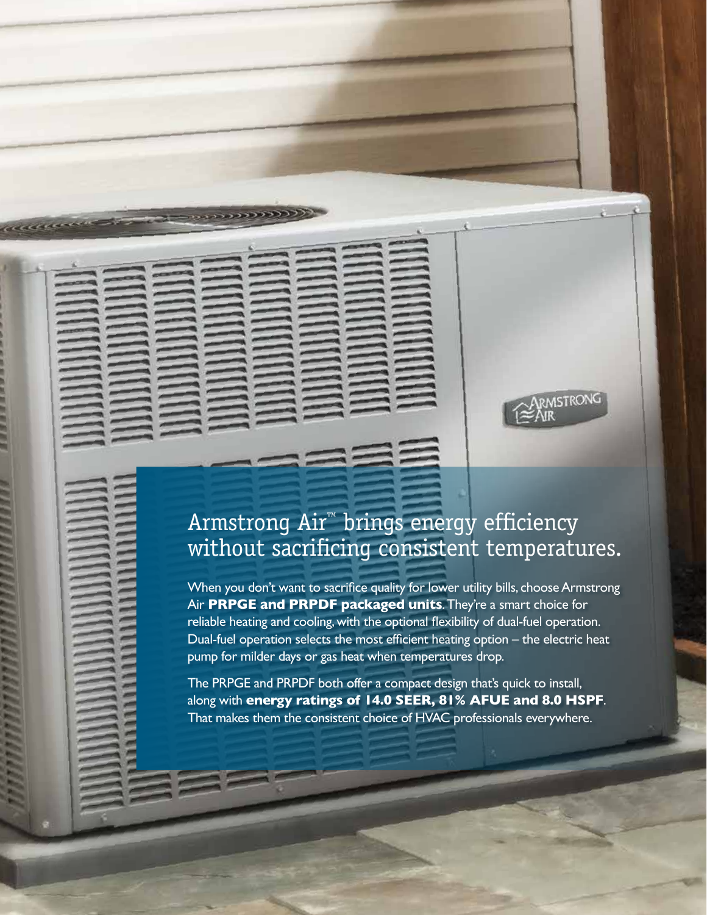## Armstrong Air™ brings energy efficiency without sacrificing consistent temperatures.

When you don't want to sacrifice quality for lower utility bills, choose Armstrong Air **PRPGE and PRPDF packaged units**. They're a smart choice for reliable heating and cooling, with the optional flexibility of dual-fuel operation. Dual-fuel operation selects the most efficient heating option – the electric heat pump for milder days or gas heat when temperatures drop.

The PRPGE and PRPDF both offer a compact design that's quick to install, along with **energy ratings of 14.0 SEER, 81% AFUE and 8.0 HSPF**. That makes them the consistent choice of HVAC professionals everywhere.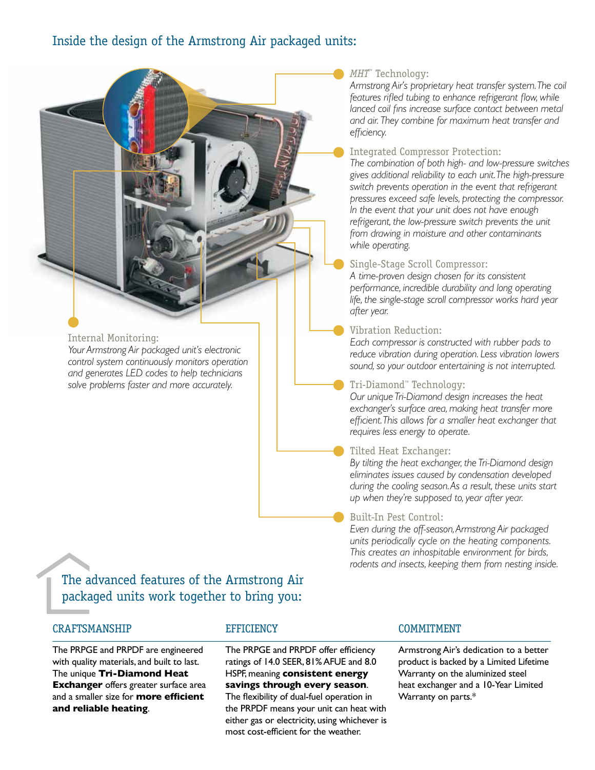## Inside the design of the Armstrong Air packaged units:

### MHT™ Technology:

*Armstrong Air's proprietary heat transfer system. The coil features rifled tubing to enhance refrigerant flow, while lanced coil fins increase surface contact between metal and air. They combine for maximum heat transfer and efficiency.*

### Integrated Compressor Protection:

*The combination of both high- and low-pressure switches gives additional reliability to each unit. The high-pressure switch prevents operation in the event that refrigerant pressures exceed safe levels, protecting the compressor. In the event that your unit does not have enough refrigerant, the low-pressure switch prevents the unit from drawing in moisture and other contaminants while operating.*

### Single-Stage Scroll Compressor:

*A time-proven design chosen for its consistent performance, incredible durability and long operating life, the single-stage scroll compressor works hard year after year.*

### Vibration Reduction:

*Each compressor is constructed with rubber pads to reduce vibration during operation. Less vibration lowers sound, so your outdoor entertaining is not interrupted.*

### Tri-Diamond™ Technology:

*Our unique Tri-Diamond design increases the heat exchanger's surface area, making heat transfer more efficient. This allows for a smaller heat exchanger that requires less energy to operate.*

### Tilted Heat Exchanger:

*By tilting the heat exchanger, the Tri-Diamond design eliminates issues caused by condensation developed during the cooling season. As a result, these units start up when they're supposed to, year after year.*

### Built-In Pest Control:

*Even during the off-season, Armstrong Air packaged units periodically cycle on the heating components. This creates an inhospitable environment for birds, rodents and insects, keeping them from nesting inside.*

### Internal Monitoring:

*Your Armstrong Air packaged unit's electronic control system continuously monitors operation and generates LED codes to help technicians solve problems faster and more accurately.*

## The advanced features of the Armstrong Air packaged units work together to bring you:

### CRAFTSMANSHIP

The PRPGE and PRPDF are engineered with quality materials, and built to last. The unique **Tri-Diamond Heat Exchanger** offers greater surface area and a smaller size for **more efficient and reliable heating**.

### EFFICIENCY

The PRPGE and PRPDF offer efficiency ratings of 14.0 SEER, 81% AFUE and 8.0 HSPF, meaning **consistent energy savings through every season**. The flexibility of dual-fuel operation in the PRPDF means your unit can heat with either gas or electricity, using whichever is most cost-efficient for the weather.

### COMMITMENT

Armstrong Air's dedication to a better product is backed by a Limited Lifetime Warranty on the aluminized steel heat exchanger and a 10-Year Limited Warranty on parts.*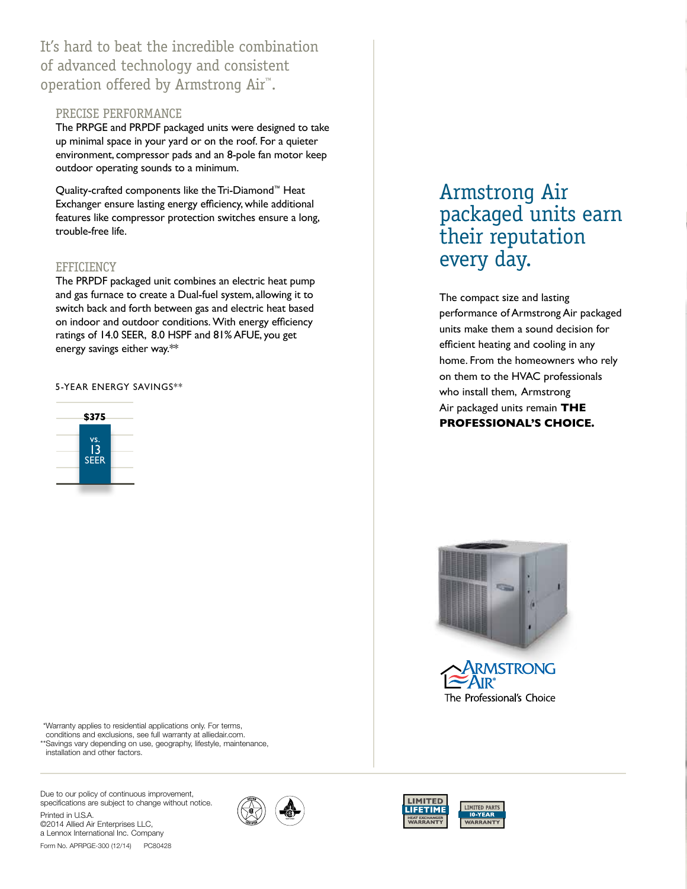It's hard to beat the incredible combination of advanced technology and consistent operation offered by Armstrong Air™.

## PRECISE PERFORMANCE

The PRPGE and PRPDF packaged units were designed to take up minimal space in your yard or on the roof. For a quieter environment, compressor pads and an 8-pole fan motor keep outdoor operating sounds to a minimum.

Quality-crafted components like the Tri-Diamond™ Heat Exchanger ensure lasting energy efficiency, while additional features like compressor protection switches ensure a long, trouble-free life.

## EFFICIENCY

The PRPDF packaged unit combines an electric heat pump and gas furnace to create a Dual-fuel system, allowing it to switch back and forth between gas and electric heat based on indoor and outdoor conditions. With energy efficiency ratings of 14.0 SEER, 8.0 HSPF and 81% AFUE, you get energy savings either way.**

5-YEAR ENERGY SAVINGS**

$375

vs. 13 SEER

# Armstrong Air packaged units earn their reputation every day.

The compact size and lasting performance of Armstrong Air packaged units make them a sound decision for efficient heating and cooling in any home. From the homeowners who rely on them to the HVAC professionals who install them, Armstrong Air packaged units remain **THE PROFESSIONAL'S CHOICE.**

ARMSTRONG AIR®

The Professional's Choice

*Warranty applies to residential applications only. For terms, conditions and exclusions, see full warranty at alliedair.com.

**Savings vary depending on use, geography, lifestyle, maintenance, installation and other factors.

Due to our policy of continuous improvement, specifications are subject to change without notice.

Printed in U.S.A.

©2014 Allied Air Enterprises LLC, a Lennox International Inc. Company

Form No. APRPGE-300 (12/14) PC80428

LIMITED LIFETIME HEAT EXCHANGER WARRANTY

LIMITED PARTS 10-YEAR WARRANTY